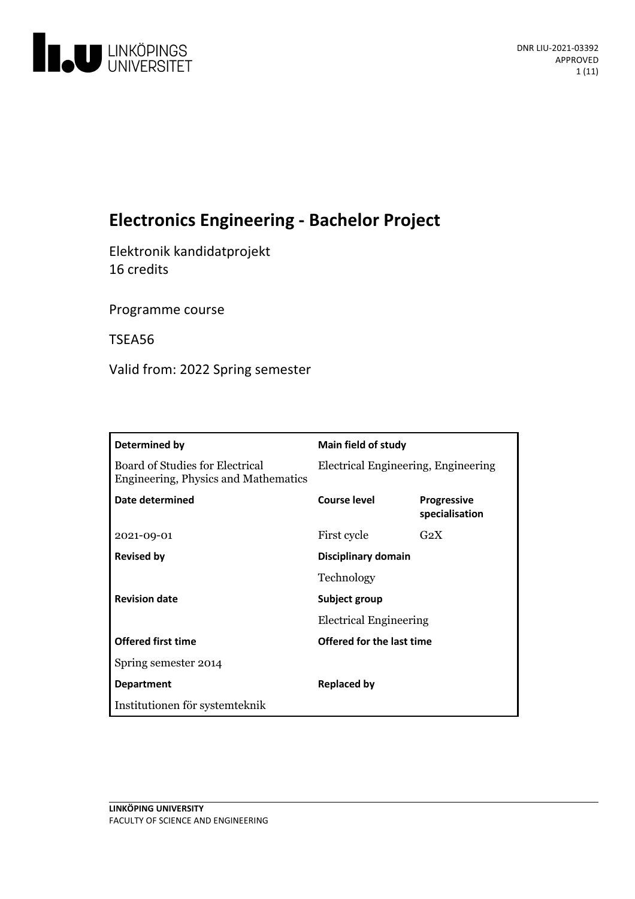DNR LIU-2021-03392
APPROVED

# Electronics Engineering - Bachelor Project

Elektronik kandidatprojekt
16 credits

Programme course

TSEA56

Valid from: 2022 Spring semester

| **Determined by** | **Main field of study** | |
|---|---|---|
| Board of Studies for Electrical Engineering, Physics and Mathematics | Electrical Engineering, Engineering | |
| **Date determined** | **Course level** | **Progressive specialisation** |
| 2021-09-01 | First cycle | G2X |
| **Revised by** | **Disciplinary domain** | |
| | Technology | |
| **Revision date** | **Subject group** | |
| | Electrical Engineering | |
| **Offered first time** | **Offered for the last time** | |
| Spring semester 2014 | | |
| **Department** | **Replaced by** | |
| Institutionen för systemteknik | | |

**LINKÖPING UNIVERSITY**
FACULTY OF SCIENCE AND ENGINEERING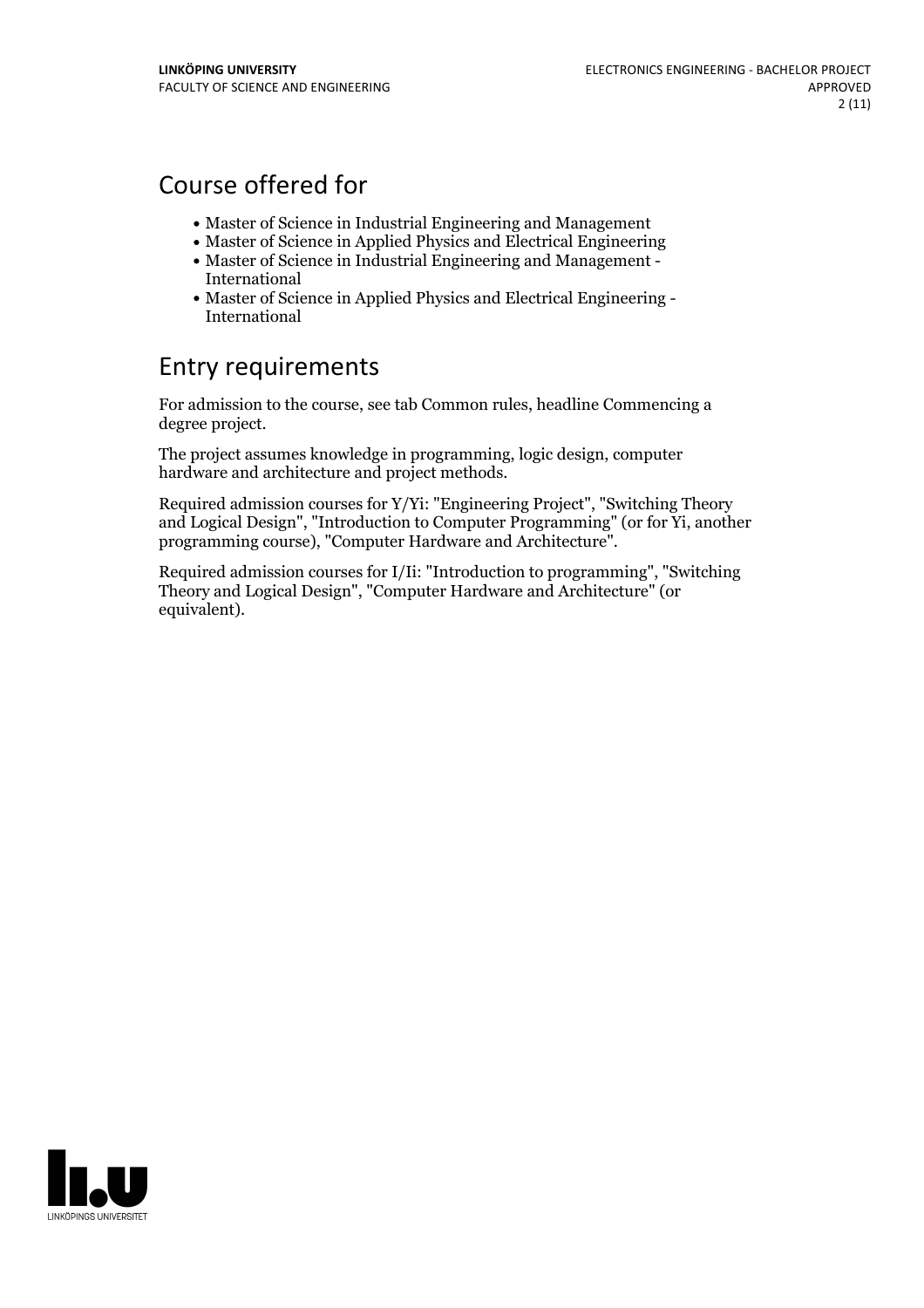## Course offered for

- Master of Science in Industrial Engineering and Management
- Master of Science in Applied Physics and Electrical Engineering
- Master of Science in Industrial Engineering and Management - International
- Master of Science in Applied Physics and Electrical Engineering - International

## Entry requirements

For admission to the course, see tab Common rules, headline Commencing a degree project.

The project assumes knowledge in programming, logic design, computer hardware and architecture and project methods.

Required admission courses for Y/Yi: "Engineering Project", "Switching Theory and Logical Design", "Introduction to Computer Programming" (or for Yi, another programming course), "Computer Hardware and Architecture".

Required admission courses for I/Ii: "Introduction to programming", "Switching Theory and Logical Design", "Computer Hardware and Architecture" (or equivalent).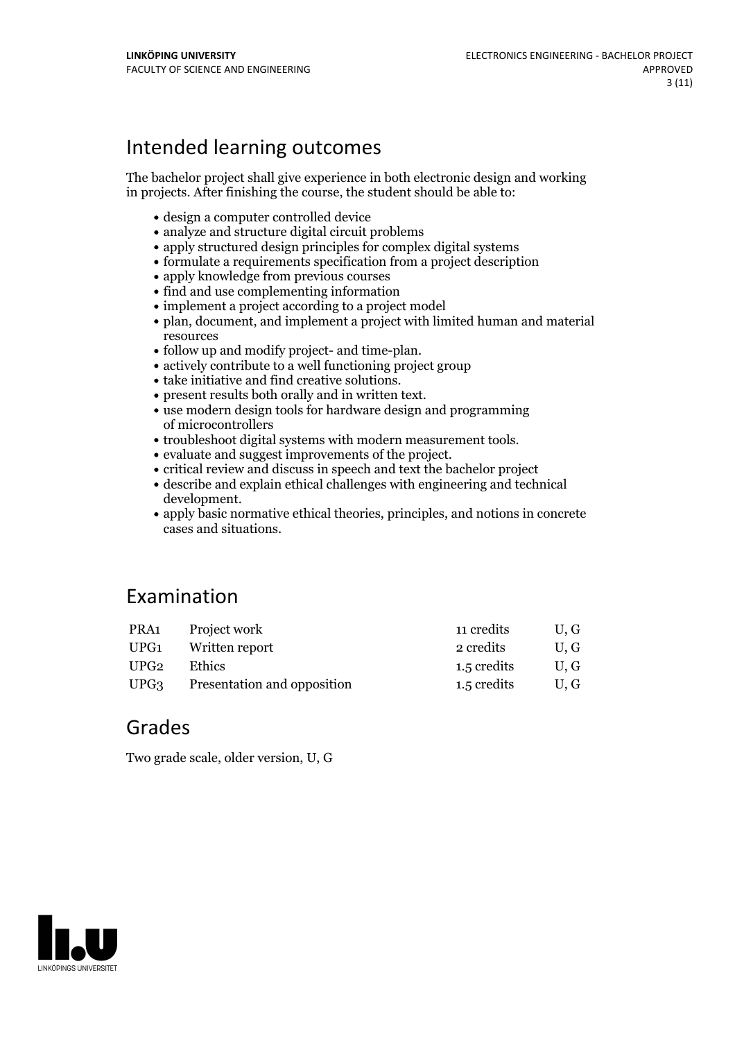## Intended learning outcomes

The bachelor project shall give experience in both electronic design and working in projects. After finishing the course, the student should be able to:

- design a computer controlled device
- analyze and structure digital circuit problems
- apply structured design principles for complex digital systems
- formulate a requirements specification from a project description
- apply knowledge from previous courses
- find and use complementing information
- implement a project according to a project model
- plan, document, and implement a project with limited human and material resources
- follow up and modify project- and time-plan.
- actively contribute to a well functioning project group
- take initiative and find creative solutions.
- present results both orally and in written text.
- use modern design tools for hardware design and programming of microcontrollers
- troubleshoot digital systems with modern measurement tools.
- evaluate and suggest improvements of the project.
- critical review and discuss in speech and text the bachelor project
- describe and explain ethical challenges with engineering and technical development.
- apply basic normative ethical theories, principles, and notions in concrete cases and situations.

## Examination

| | | | |
|---|---|---|---|
| PRA1 | Project work | 11 credits | U, G |
| UPG1 | Written report | 2 credits | U, G |
| UPG2 | Ethics | 1.5 credits | U, G |
| UPG3 | Presentation and opposition | 1.5 credits | U, G |

## Grades

Two grade scale, older version, U, G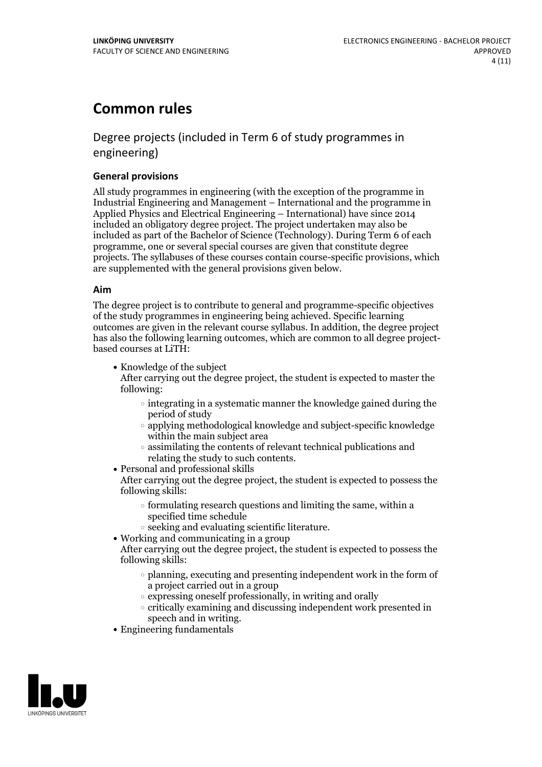# Common rules

## Degree projects (included in Term 6 of study programmes in engineering)

### General provisions

All study programmes in engineering (with the exception of the programme in Industrial Engineering and Management – International and the programme in Applied Physics and Electrical Engineering – International) have since 2014 included an obligatory degree project. The project undertaken may also be included as part of the Bachelor of Science (Technology). During Term 6 of each programme, one or several special courses are given that constitute degree projects. The syllabuses of these courses contain course-specific provisions, which are supplemented with the general provisions given below.

### Aim

The degree project is to contribute to general and programme-specific objectives of the study programmes in engineering being achieved. Specific learning outcomes are given in the relevant course syllabus. In addition, the degree project has also the following learning outcomes, which are common to all degree project-based courses at LiTH:

- Knowledge of the subject
  After carrying out the degree project, the student is expected to master the following:
  - integrating in a systematic manner the knowledge gained during the period of study
  - applying methodological knowledge and subject-specific knowledge within the main subject area
  - assimilating the contents of relevant technical publications and relating the study to such contents.
- Personal and professional skills
  After carrying out the degree project, the student is expected to possess the following skills:
  - formulating research questions and limiting the same, within a specified time schedule
  - seeking and evaluating scientific literature.
- Working and communicating in a group
  After carrying out the degree project, the student is expected to possess the following skills:
  - planning, executing and presenting independent work in the form of a project carried out in a group
  - expressing oneself professionally, in writing and orally
  - critically examining and discussing independent work presented in speech and in writing.
- Engineering fundamentals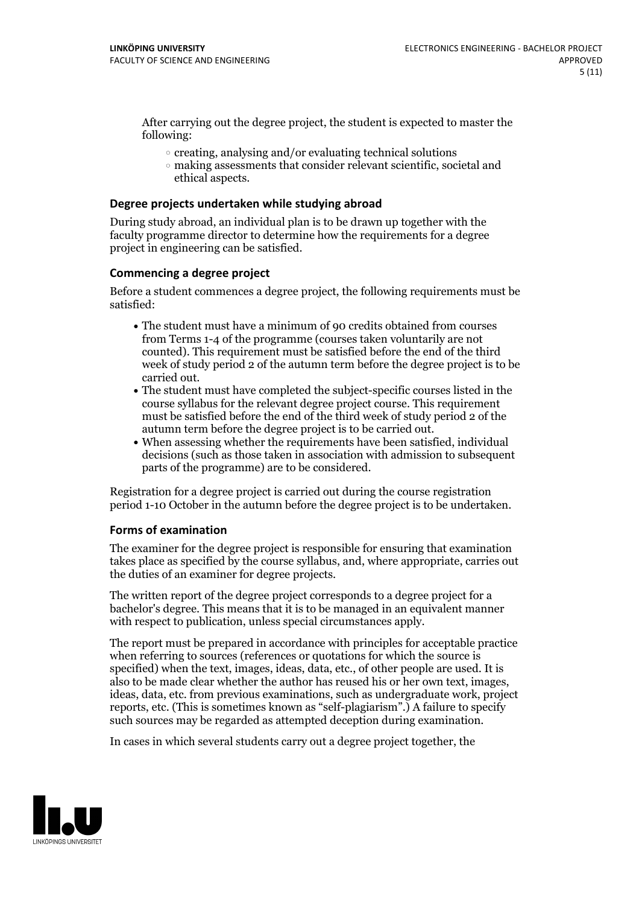After carrying out the degree project, the student is expected to master the following:

- creating, analysing and/or evaluating technical solutions
- making assessments that consider relevant scientific, societal and ethical aspects.

### Degree projects undertaken while studying abroad

During study abroad, an individual plan is to be drawn up together with the faculty programme director to determine how the requirements for a degree project in engineering can be satisfied.

### Commencing a degree project

Before a student commences a degree project, the following requirements must be satisfied:

- The student must have a minimum of 90 credits obtained from courses from Terms 1-4 of the programme (courses taken voluntarily are not counted). This requirement must be satisfied before the end of the third week of study period 2 of the autumn term before the degree project is to be carried out.
- The student must have completed the subject-specific courses listed in the course syllabus for the relevant degree project course. This requirement must be satisfied before the end of the third week of study period 2 of the autumn term before the degree project is to be carried out.
- When assessing whether the requirements have been satisfied, individual decisions (such as those taken in association with admission to subsequent parts of the programme) are to be considered.

Registration for a degree project is carried out during the course registration period 1-10 October in the autumn before the degree project is to be undertaken.

### Forms of examination

The examiner for the degree project is responsible for ensuring that examination takes place as specified by the course syllabus, and, where appropriate, carries out the duties of an examiner for degree projects.

The written report of the degree project corresponds to a degree project for a bachelor's degree. This means that it is to be managed in an equivalent manner with respect to publication, unless special circumstances apply.

The report must be prepared in accordance with principles for acceptable practice when referring to sources (references or quotations for which the source is specified) when the text, images, ideas, data, etc., of other people are used. It is also to be made clear whether the author has reused his or her own text, images, ideas, data, etc. from previous examinations, such as undergraduate work, project reports, etc. (This is sometimes known as "self-plagiarism".) A failure to specify such sources may be regarded as attempted deception during examination.

In cases in which several students carry out a degree project together, the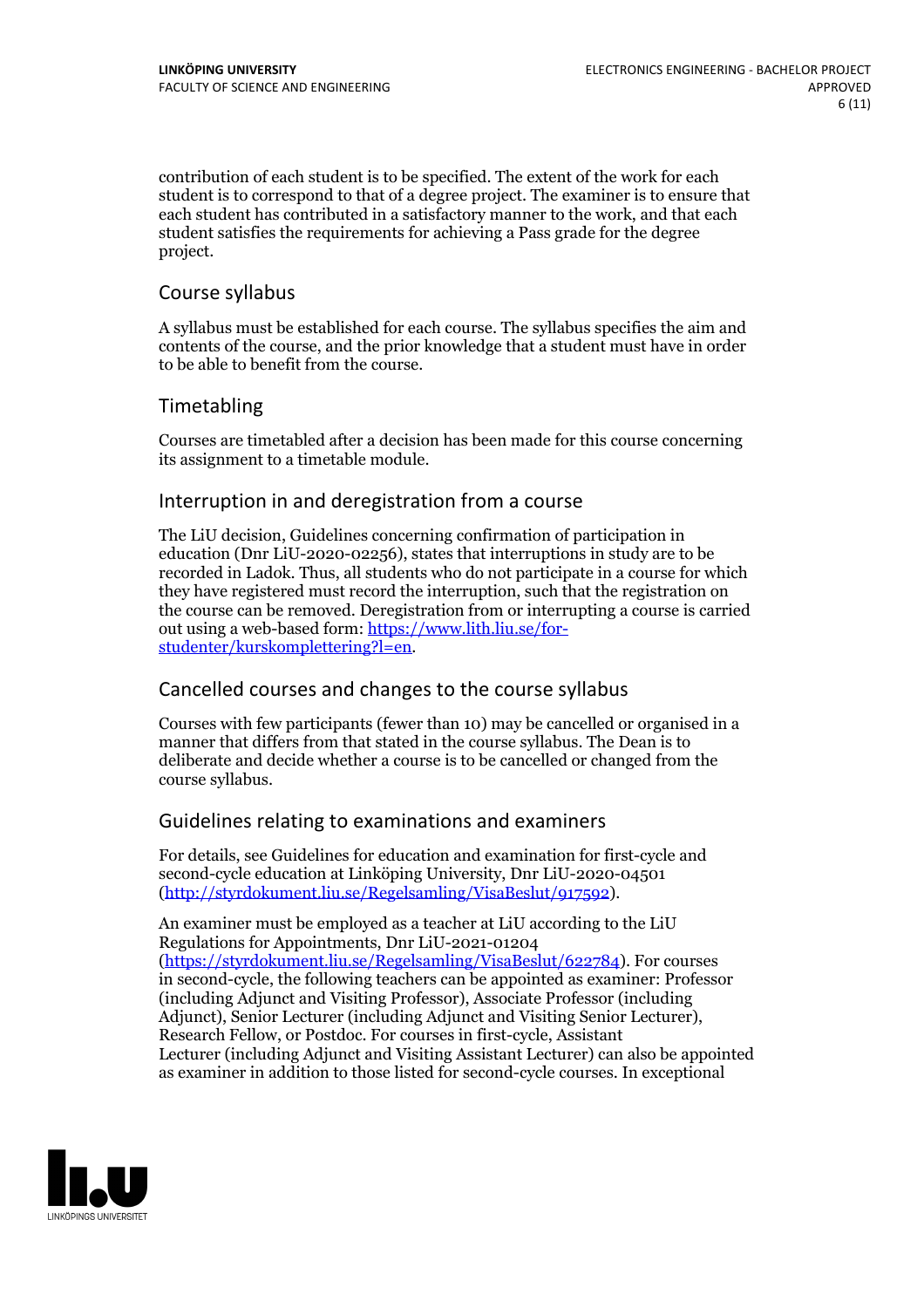contribution of each student is to be specified. The extent of the work for each student is to correspond to that of a degree project. The examiner is to ensure that each student has contributed in a satisfactory manner to the work, and that each student satisfies the requirements for achieving a Pass grade for the degree project.

## Course syllabus

A syllabus must be established for each course. The syllabus specifies the aim and contents of the course, and the prior knowledge that a student must have in order to be able to benefit from the course.

## Timetabling

Courses are timetabled after a decision has been made for this course concerning its assignment to a timetable module.

## Interruption in and deregistration from a course

The LiU decision, Guidelines concerning confirmation of participation in education (Dnr LiU-2020-02256), states that interruptions in study are to be recorded in Ladok. Thus, all students who do not participate in a course for which they have registered must record the interruption, such that the registration on the course can be removed. Deregistration from or interrupting a course is carried out using a web-based form: [https://www.lith.liu.se/for-studenter/kurskomplettering?l=en](https://www.lith.liu.se/for-studenter/kurskomplettering?l=en).

## Cancelled courses and changes to the course syllabus

Courses with few participants (fewer than 10) may be cancelled or organised in a manner that differs from that stated in the course syllabus. The Dean is to deliberate and decide whether a course is to be cancelled or changed from the course syllabus.

## Guidelines relating to examinations and examiners

For details, see Guidelines for education and examination for first-cycle and second-cycle education at Linköping University, Dnr LiU-2020-04501 ([http://styrdokument.liu.se/Regelsamling/VisaBeslut/917592](http://styrdokument.liu.se/Regelsamling/VisaBeslut/917592)).

An examiner must be employed as a teacher at LiU according to the LiU Regulations for Appointments, Dnr LiU-2021-01204 ([https://styrdokument.liu.se/Regelsamling/VisaBeslut/622784](https://styrdokument.liu.se/Regelsamling/VisaBeslut/622784)). For courses in second-cycle, the following teachers can be appointed as examiner: Professor (including Adjunct and Visiting Professor), Associate Professor (including Adjunct), Senior Lecturer (including Adjunct and Visiting Senior Lecturer), Research Fellow, or Postdoc. For courses in first-cycle, Assistant Lecturer (including Adjunct and Visiting Assistant Lecturer) can also be appointed as examiner in addition to those listed for second-cycle courses. In exceptional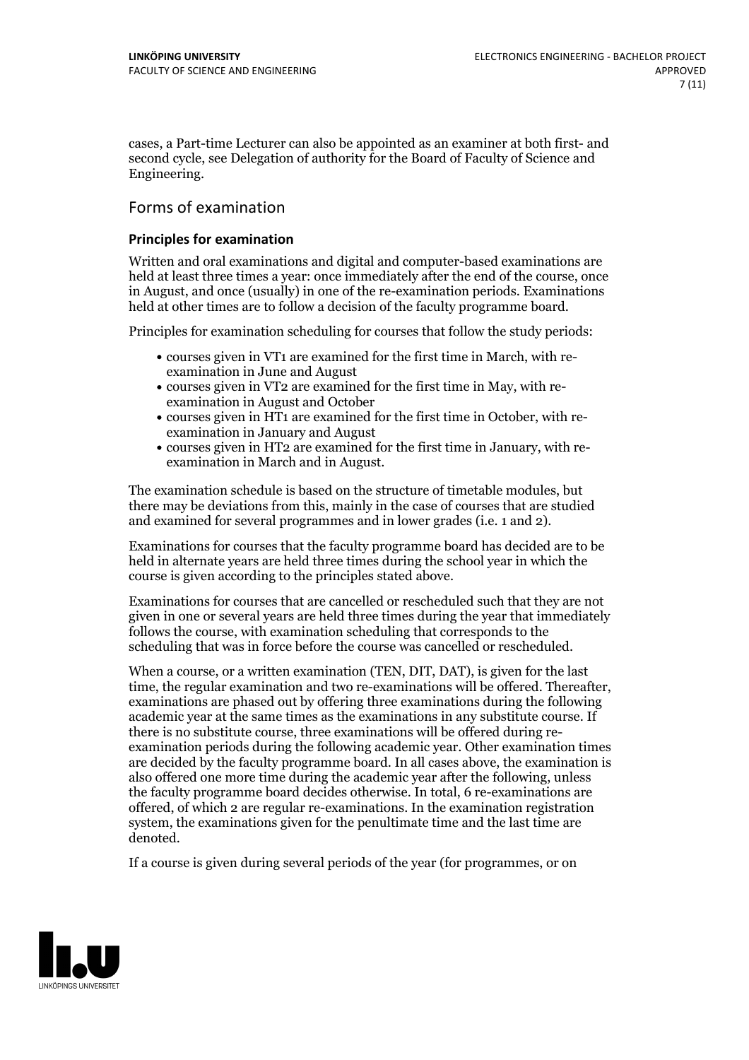cases, a Part-time Lecturer can also be appointed as an examiner at both first- and second cycle, see Delegation of authority for the Board of Faculty of Science and Engineering.

## Forms of examination

### Principles for examination

Written and oral examinations and digital and computer-based examinations are held at least three times a year: once immediately after the end of the course, once in August, and once (usually) in one of the re-examination periods. Examinations held at other times are to follow a decision of the faculty programme board.

Principles for examination scheduling for courses that follow the study periods:

- courses given in VT1 are examined for the first time in March, with re-examination in June and August
- courses given in VT2 are examined for the first time in May, with re-examination in August and October
- courses given in HT1 are examined for the first time in October, with re-examination in January and August
- courses given in HT2 are examined for the first time in January, with re-examination in March and in August.

The examination schedule is based on the structure of timetable modules, but there may be deviations from this, mainly in the case of courses that are studied and examined for several programmes and in lower grades (i.e. 1 and 2).

Examinations for courses that the faculty programme board has decided are to be held in alternate years are held three times during the school year in which the course is given according to the principles stated above.

Examinations for courses that are cancelled or rescheduled such that they are not given in one or several years are held three times during the year that immediately follows the course, with examination scheduling that corresponds to the scheduling that was in force before the course was cancelled or rescheduled.

When a course, or a written examination (TEN, DIT, DAT), is given for the last time, the regular examination and two re-examinations will be offered. Thereafter, examinations are phased out by offering three examinations during the following academic year at the same times as the examinations in any substitute course. If there is no substitute course, three examinations will be offered during re-examination periods during the following academic year. Other examination times are decided by the faculty programme board. In all cases above, the examination is also offered one more time during the academic year after the following, unless the faculty programme board decides otherwise. In total, 6 re-examinations are offered, of which 2 are regular re-examinations. In the examination registration system, the examinations given for the penultimate time and the last time are denoted.

If a course is given during several periods of the year (for programmes, or on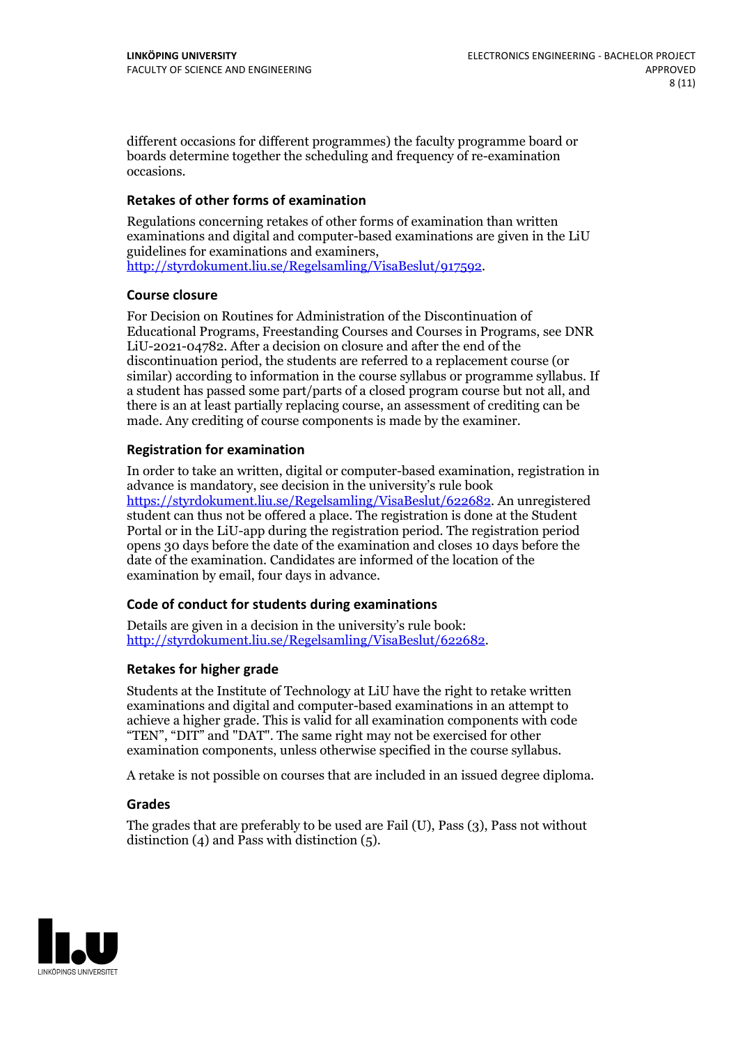different occasions for different programmes) the faculty programme board or boards determine together the scheduling and frequency of re-examination occasions.

### Retakes of other forms of examination

Regulations concerning retakes of other forms of examination than written examinations and digital and computer-based examinations are given in the LiU guidelines for examinations and examiners, http://styrdokument.liu.se/Regelsamling/VisaBeslut/917592.

### Course closure

For Decision on Routines for Administration of the Discontinuation of Educational Programs, Freestanding Courses and Courses in Programs, see DNR LiU-2021-04782. After a decision on closure and after the end of the discontinuation period, the students are referred to a replacement course (or similar) according to information in the course syllabus or programme syllabus. If a student has passed some part/parts of a closed program course but not all, and there is an at least partially replacing course, an assessment of crediting can be made. Any crediting of course components is made by the examiner.

### Registration for examination

In order to take an written, digital or computer-based examination, registration in advance is mandatory, see decision in the university's rule book https://styrdokument.liu.se/Regelsamling/VisaBeslut/622682. An unregistered student can thus not be offered a place. The registration is done at the Student Portal or in the LiU-app during the registration period. The registration period opens 30 days before the date of the examination and closes 10 days before the date of the examination. Candidates are informed of the location of the examination by email, four days in advance.

### Code of conduct for students during examinations

Details are given in a decision in the university's rule book: http://styrdokument.liu.se/Regelsamling/VisaBeslut/622682.

### Retakes for higher grade

Students at the Institute of Technology at LiU have the right to retake written examinations and digital and computer-based examinations in an attempt to achieve a higher grade. This is valid for all examination components with code "TEN", "DIT" and "DAT". The same right may not be exercised for other examination components, unless otherwise specified in the course syllabus.

A retake is not possible on courses that are included in an issued degree diploma.

### Grades

The grades that are preferably to be used are Fail (U), Pass (3), Pass not without distinction (4) and Pass with distinction (5).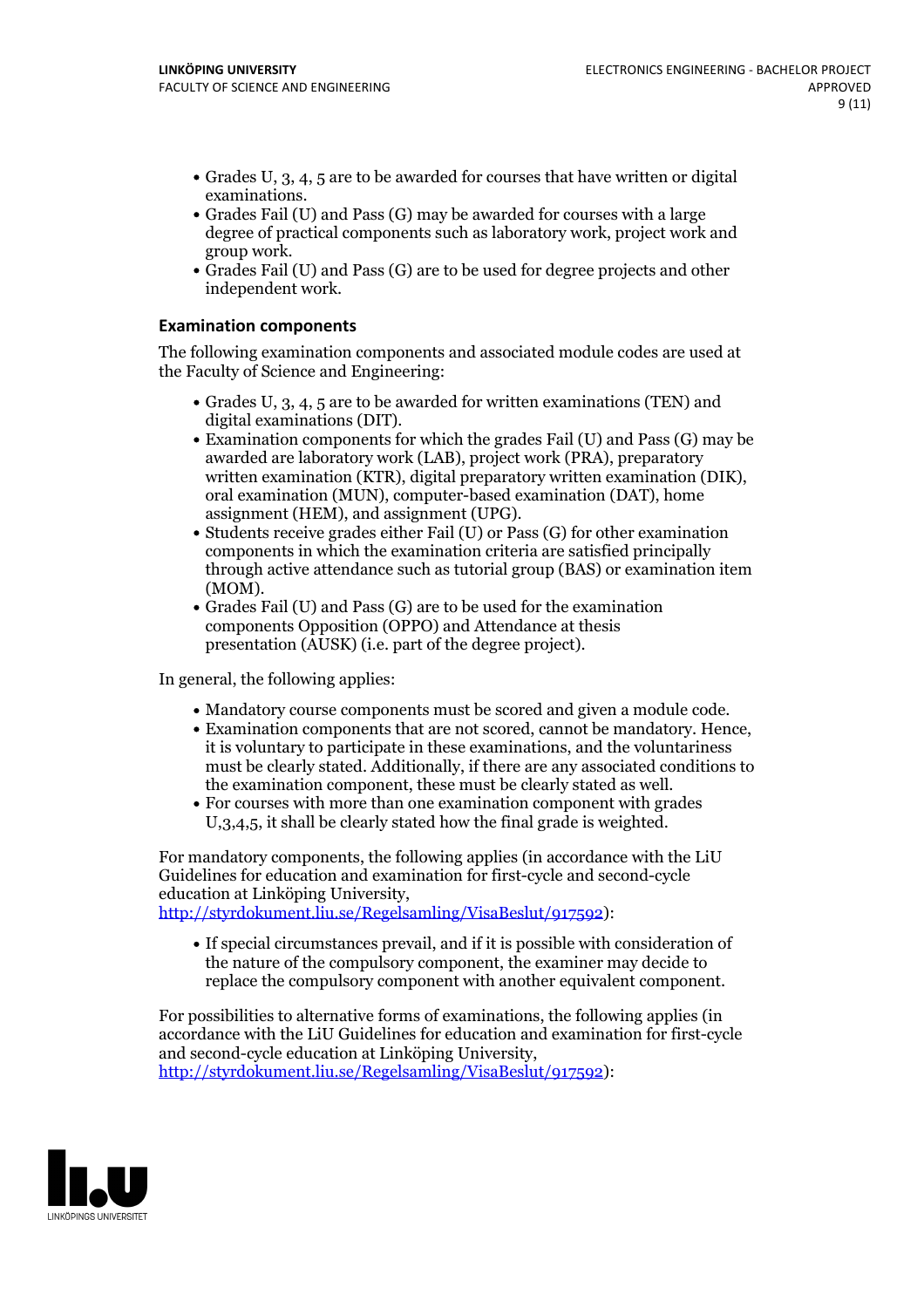- Grades U, 3, 4, 5 are to be awarded for courses that have written or digital examinations.
- Grades Fail (U) and Pass (G) may be awarded for courses with a large degree of practical components such as laboratory work, project work and group work.
- Grades Fail (U) and Pass (G) are to be used for degree projects and other independent work.

### Examination components

The following examination components and associated module codes are used at the Faculty of Science and Engineering:

- Grades U, 3, 4, 5 are to be awarded for written examinations (TEN) and digital examinations (DIT).
- Examination components for which the grades Fail (U) and Pass (G) may be awarded are laboratory work (LAB), project work (PRA), preparatory written examination (KTR), digital preparatory written examination (DIK), oral examination (MUN), computer-based examination (DAT), home assignment (HEM), and assignment (UPG).
- Students receive grades either Fail (U) or Pass (G) for other examination components in which the examination criteria are satisfied principally through active attendance such as tutorial group (BAS) or examination item (MOM).
- Grades Fail (U) and Pass (G) are to be used for the examination components Opposition (OPPO) and Attendance at thesis presentation (AUSK) (i.e. part of the degree project).

In general, the following applies:

- Mandatory course components must be scored and given a module code.
- Examination components that are not scored, cannot be mandatory. Hence, it is voluntary to participate in these examinations, and the voluntariness must be clearly stated. Additionally, if there are any associated conditions to the examination component, these must be clearly stated as well.
- For courses with more than one examination component with grades U,3,4,5, it shall be clearly stated how the final grade is weighted.

For mandatory components, the following applies (in accordance with the LiU Guidelines for education and examination for first-cycle and second-cycle education at Linköping University, http://styrdokument.liu.se/Regelsamling/VisaBeslut/917592):

- If special circumstances prevail, and if it is possible with consideration of the nature of the compulsory component, the examiner may decide to replace the compulsory component with another equivalent component.

For possibilities to alternative forms of examinations, the following applies (in accordance with the LiU Guidelines for education and examination for first-cycle and second-cycle education at Linköping University, http://styrdokument.liu.se/Regelsamling/VisaBeslut/917592):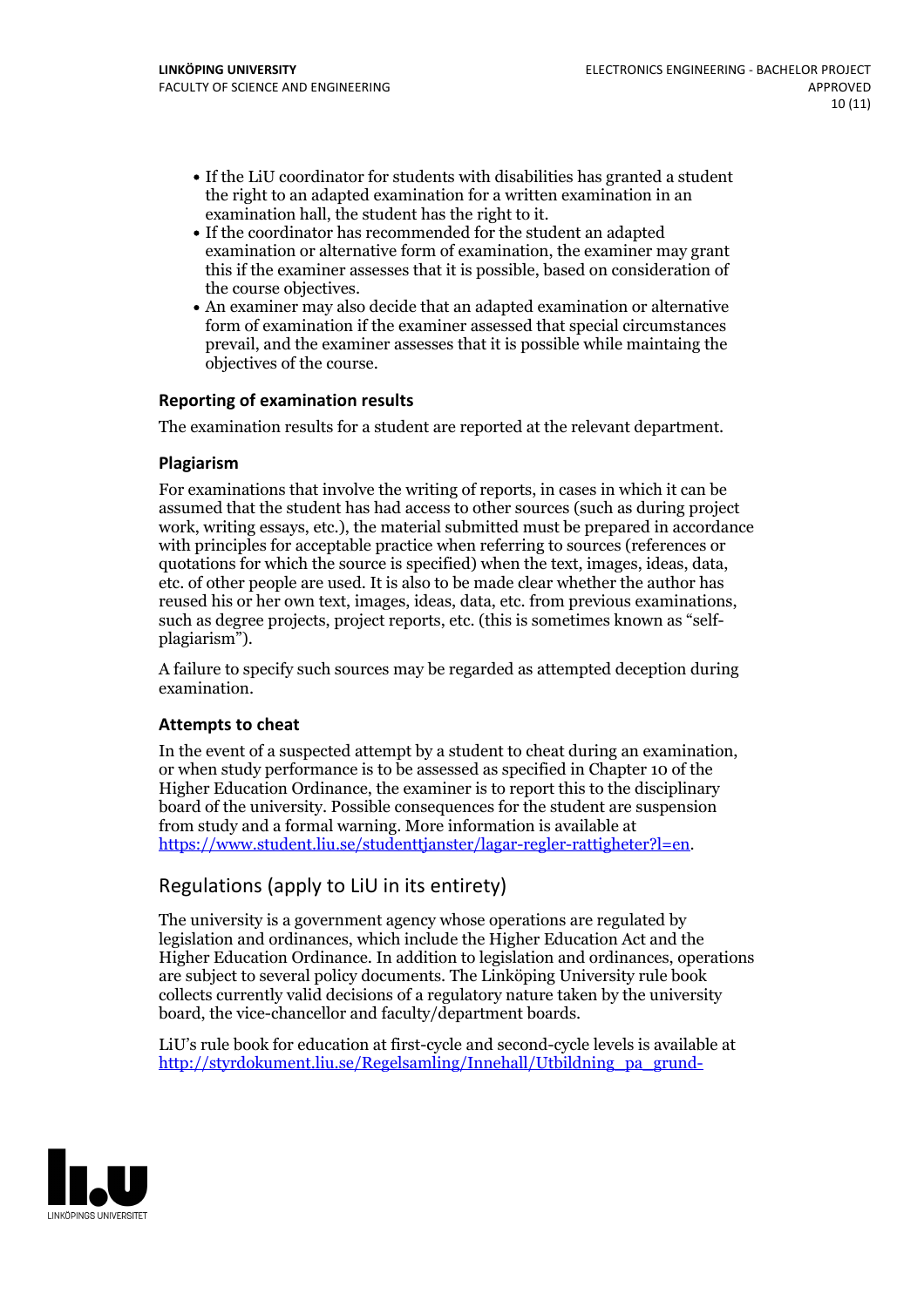- If the LiU coordinator for students with disabilities has granted a student the right to an adapted examination for a written examination in an examination hall, the student has the right to it.
- If the coordinator has recommended for the student an adapted examination or alternative form of examination, the examiner may grant this if the examiner assesses that it is possible, based on consideration of the course objectives.
- An examiner may also decide that an adapted examination or alternative form of examination if the examiner assessed that special circumstances prevail, and the examiner assesses that it is possible while maintaining the objectives of the course.

### Reporting of examination results

The examination results for a student are reported at the relevant department.

### Plagiarism

For examinations that involve the writing of reports, in cases in which it can be assumed that the student has had access to other sources (such as during project work, writing essays, etc.), the material submitted must be prepared in accordance with principles for acceptable practice when referring to sources (references or quotations for which the source is specified) when the text, images, ideas, data, etc. of other people are used. It is also to be made clear whether the author has reused his or her own text, images, ideas, data, etc. from previous examinations, such as degree projects, project reports, etc. (this is sometimes known as "self-plagiarism").

A failure to specify such sources may be regarded as attempted deception during examination.

### Attempts to cheat

In the event of a suspected attempt by a student to cheat during an examination, or when study performance is to be assessed as specified in Chapter 10 of the Higher Education Ordinance, the examiner is to report this to the disciplinary board of the university. Possible consequences for the student are suspension from study and a formal warning. More information is available at https://www.student.liu.se/studenttjanster/lagar-regler-rattigheter?l=en.

## Regulations (apply to LiU in its entirety)

The university is a government agency whose operations are regulated by legislation and ordinances, which include the Higher Education Act and the Higher Education Ordinance. In addition to legislation and ordinances, operations are subject to several policy documents. The Linköping University rule book collects currently valid decisions of a regulatory nature taken by the university board, the vice-chancellor and faculty/department boards.

LiU's rule book for education at first-cycle and second-cycle levels is available at http://styrdokument.liu.se/Regelsamling/Innehall/Utbildning_pa_grund-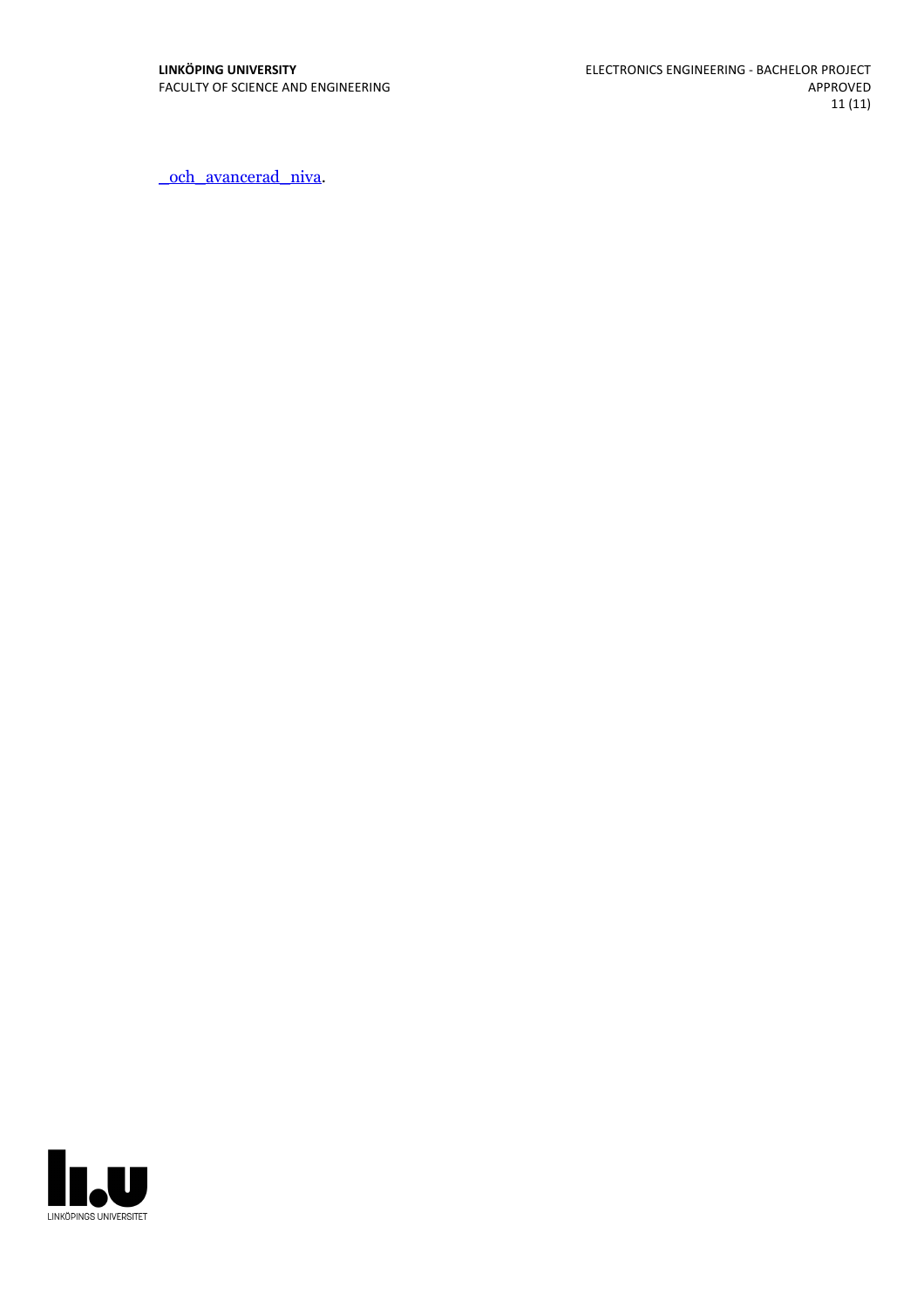_och_avancerad_niva.